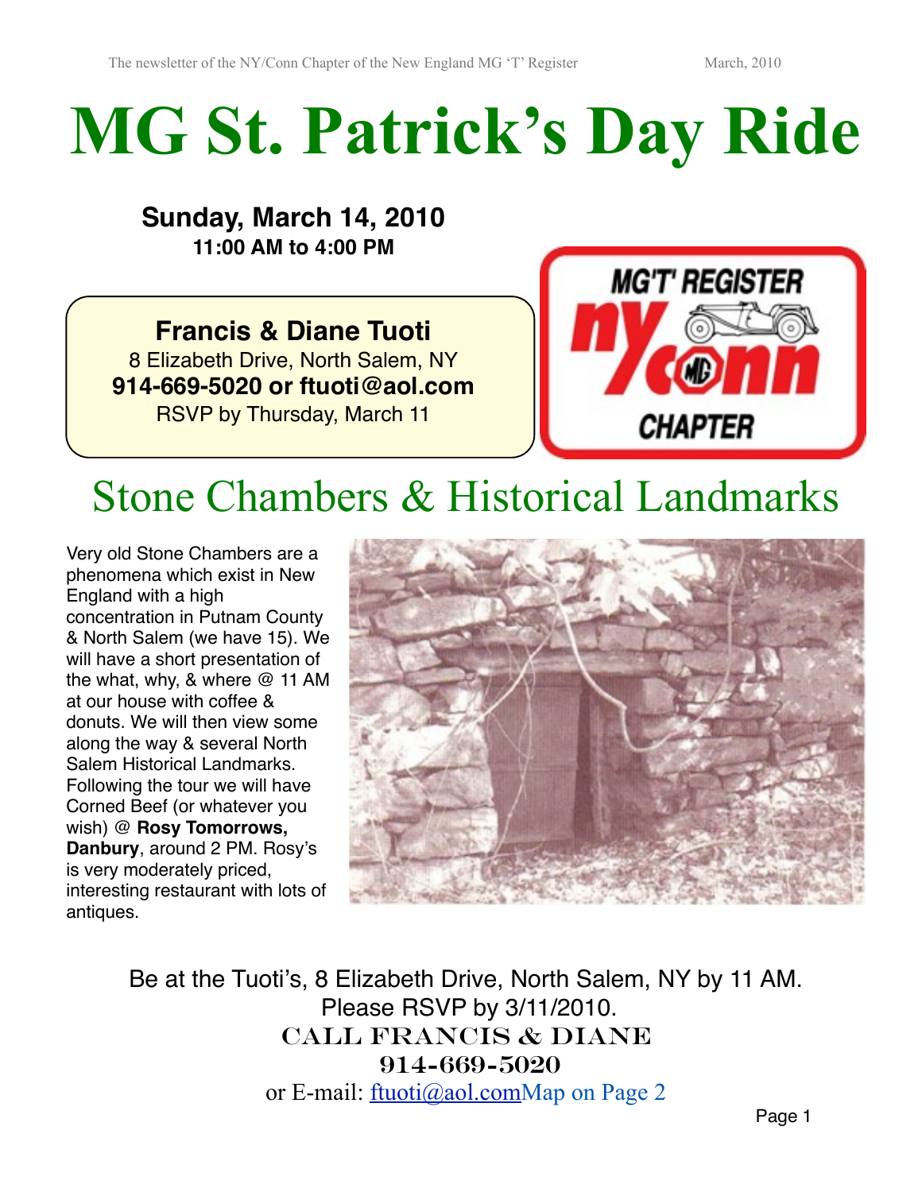# MG St. Patrick's Day Ride

**Sunday, March 14, 2010**
**11:00 AM to 4:00 PM**

**Francis & Diane Tuoti**
8 Elizabeth Drive, North Salem, NY
**914-669-5020 or ftuoti@aol.com**
RSVP by Thursday, March 11

MG'T' REGISTER
ny conn
CHAPTER

## Stone Chambers & Historical Landmarks

Very old Stone Chambers are a phenomena which exist in New England with a high concentration in Putnam County & North Salem (we have 15). We will have a short presentation of the what, why, & where @ 11 AM at our house with coffee & donuts. We will then view some along the way & several North Salem Historical Landmarks. Following the tour we will have Corned Beef (or whatever you wish) @ **Rosy Tomorrows, Danbury**, around 2 PM. Rosy's is very moderately priced, interesting restaurant with lots of antiques.

Be at the Tuoti's, 8 Elizabeth Drive, North Salem, NY by 11 AM.
Please RSVP by 3/11/2010.
CALL FRANCIS & DIANE
914-669-5020
or E-mail: ftuoti@aol.com Map on Page 2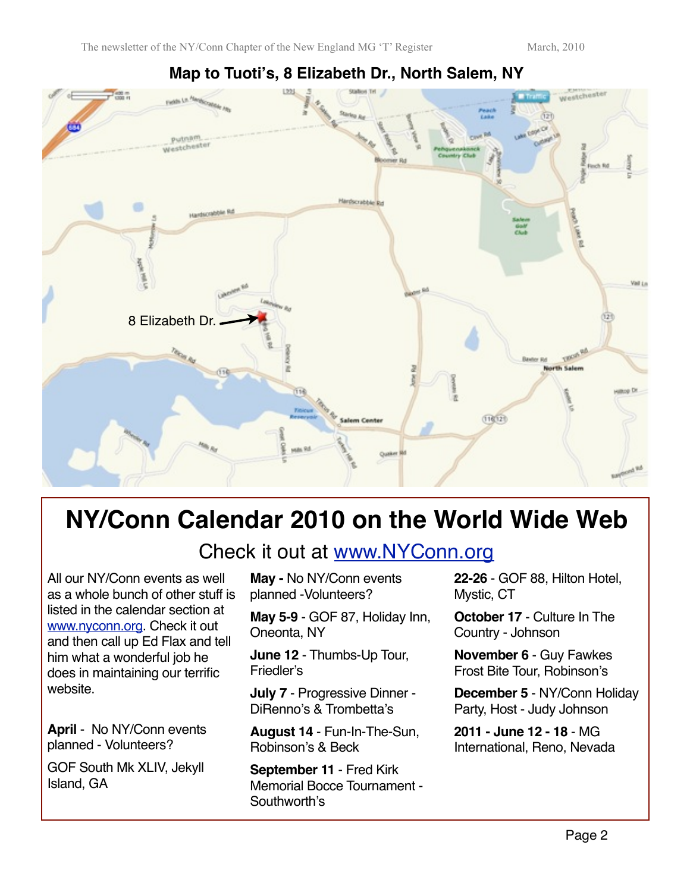## Map to Tuoti's, 8 Elizabeth Dr., North Salem, NY

8 Elizabeth Dr.

# NY/Conn Calendar 2010 on the World Wide Web

Check it out at www.NYConn.org

All our NY/Conn events as well as a whole bunch of other stuff is listed in the calendar section at www.nyconn.org. Check it out and then call up Ed Flax and tell him what a wonderful job he does in maintaining our terrific website.

**April** - No NY/Conn events planned - Volunteers?

GOF South Mk XLIV, Jekyll Island, GA

**May -** No NY/Conn events planned -Volunteers?

**May 5-9** - GOF 87, Holiday Inn, Oneonta, NY

**June 12** - Thumbs-Up Tour, Friedler's

**July 7** - Progressive Dinner - DiRenno's & Trombetta's

**August 14** - Fun-In-The-Sun, Robinson's & Beck

**September 11** - Fred Kirk Memorial Bocce Tournament - Southworth's

**22-26** - GOF 88, Hilton Hotel, Mystic, CT

**October 17** - Culture In The Country - Johnson

**November 6** - Guy Fawkes Frost Bite Tour, Robinson's

**December 5** - NY/Conn Holiday Party, Host - Judy Johnson

**2011 - June 12 - 18** - MG International, Reno, Nevada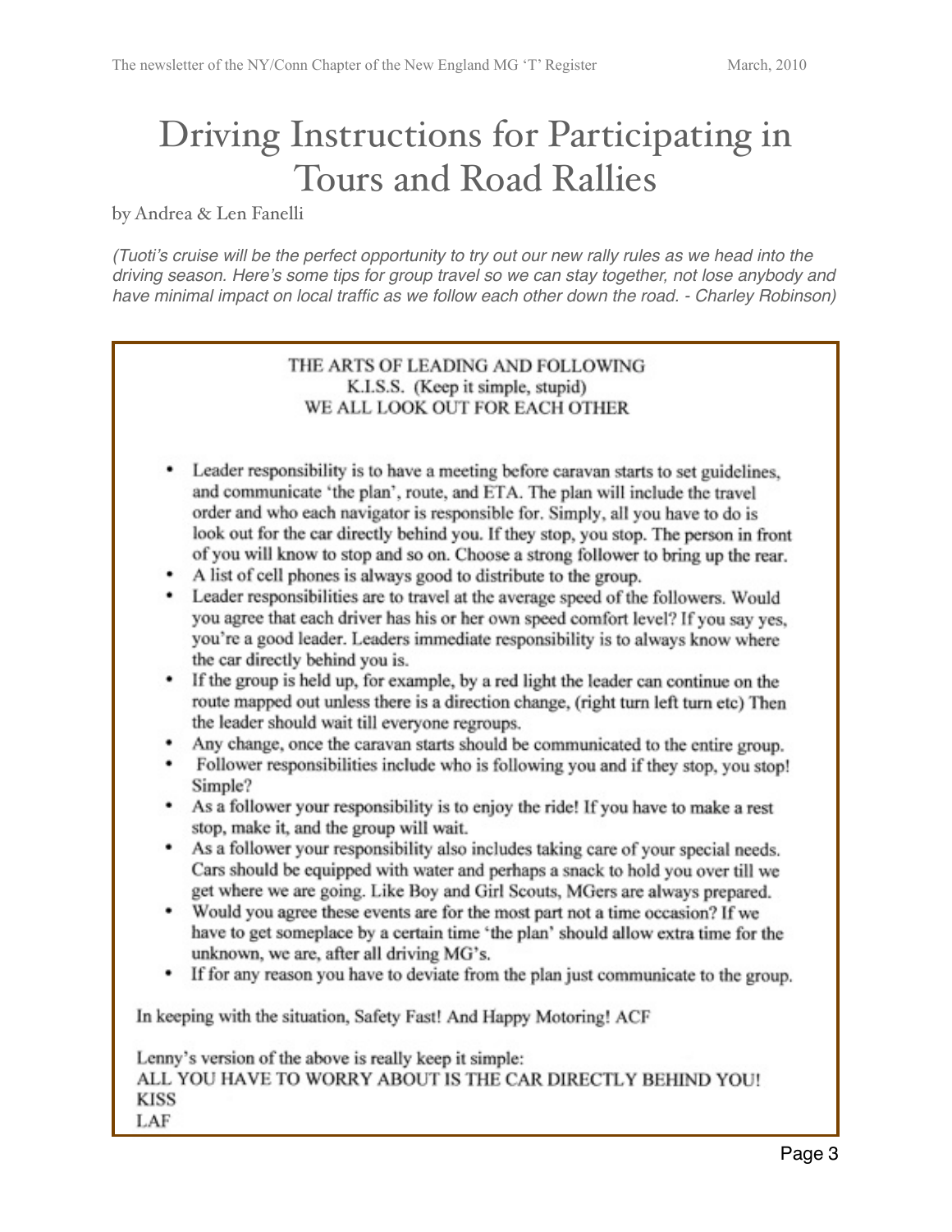# Driving Instructions for Participating in Tours and Road Rallies

by Andrea & Len Fanelli

*(Tuoti's cruise will be the perfect opportunity to try out our new rally rules as we head into the driving season. Here's some tips for group travel so we can stay together, not lose anybody and have minimal impact on local traffic as we follow each other down the road. - Charley Robinson)*

THE ARTS OF LEADING AND FOLLOWING
K.I.S.S. (Keep it simple, stupid)
WE ALL LOOK OUT FOR EACH OTHER

- Leader responsibility is to have a meeting before caravan starts to set guidelines, and communicate 'the plan', route, and ETA. The plan will include the travel order and who each navigator is responsible for. Simply, all you have to do is look out for the car directly behind you. If they stop, you stop. The person in front of you will know to stop and so on. Choose a strong follower to bring up the rear.
- A list of cell phones is always good to distribute to the group.
- Leader responsibilities are to travel at the average speed of the followers. Would you agree that each driver has his or her own speed comfort level? If you say yes, you're a good leader. Leaders immediate responsibility is to always know where the car directly behind you is.
- If the group is held up, for example, by a red light the leader can continue on the route mapped out unless there is a direction change, (right turn left turn etc) Then the leader should wait till everyone regroups.
- Any change, once the caravan starts should be communicated to the entire group.
- Follower responsibilities include who is following you and if they stop, you stop! Simple?
- As a follower your responsibility is to enjoy the ride! If you have to make a rest stop, make it, and the group will wait.
- As a follower your responsibility also includes taking care of your special needs. Cars should be equipped with water and perhaps a snack to hold you over till we get where we are going. Like Boy and Girl Scouts, MGers are always prepared.
- Would you agree these events are for the most part not a time occasion? If we have to get someplace by a certain time 'the plan' should allow extra time for the unknown, we are, after all driving MG's.
- If for any reason you have to deviate from the plan just communicate to the group.

In keeping with the situation, Safety Fast! And Happy Motoring! ACF

Lenny's version of the above is really keep it simple:
ALL YOU HAVE TO WORRY ABOUT IS THE CAR DIRECTLY BEHIND YOU!
KISS
LAF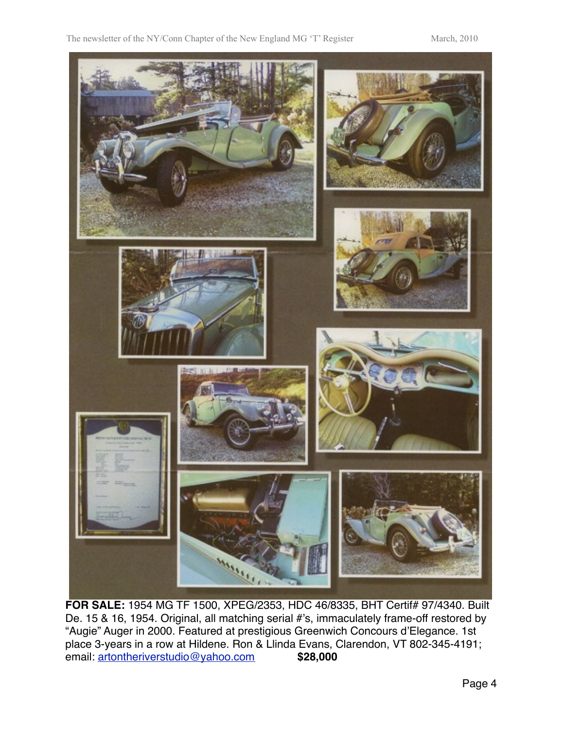**FOR SALE:** 1954 MG TF 1500, XPEG/2353, HDC 46/8335, BHT Certif# 97/4340. Built De. 15 & 16, 1954. Original, all matching serial #'s, immaculately frame-off restored by "Augie" Auger in 2000. Featured at prestigious Greenwich Concours d'Elegance. 1st place 3-years in a row at Hildene. Ron & Llinda Evans, Clarendon, VT 802-345-4191; email: artontheriverstudio@yahoo.com **$28,000**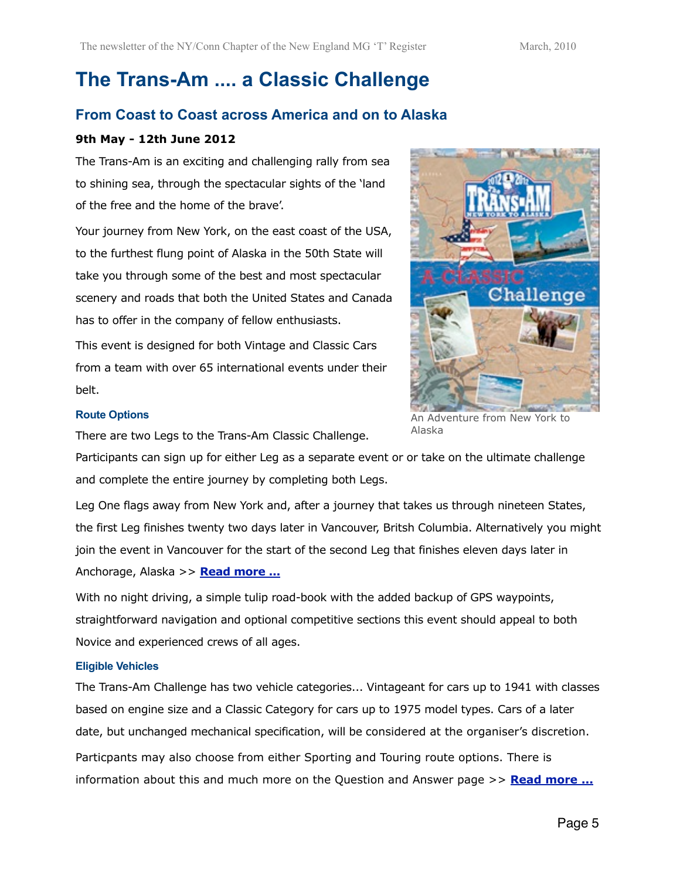# The Trans-Am .... a Classic Challenge

## From Coast to Coast across America and on to Alaska

**9th May - 12th June 2012**

The Trans-Am is an exciting and challenging rally from sea to shining sea, through the spectacular sights of the 'land of the free and the home of the brave'.

Your journey from New York, on the east coast of the USA, to the furthest flung point of Alaska in the 50th State will take you through some of the best and most spectacular scenery and roads that both the United States and Canada has to offer in the company of fellow enthusiasts.

This event is designed for both Vintage and Classic Cars from a team with over 65 international events under their belt.

An Adventure from New York to Alaska

### Route Options

There are two Legs to the Trans-Am Classic Challenge.

Participants can sign up for either Leg as a separate event or or take on the ultimate challenge and complete the entire journey by completing both Legs.

Leg One flags away from New York and, after a journey that takes us through nineteen States, the first Leg finishes twenty two days later in Vancouver, Britsh Columbia. Alternatively you might join the event in Vancouver for the start of the second Leg that finishes eleven days later in Anchorage, Alaska >> **Read more ...**

With no night driving, a simple tulip road-book with the added backup of GPS waypoints, straightforward navigation and optional competitive sections this event should appeal to both Novice and experienced crews of all ages.

### Eligible Vehicles

The Trans-Am Challenge has two vehicle categories... Vintageant for cars up to 1941 with classes based on engine size and a Classic Category for cars up to 1975 model types. Cars of a later date, but unchanged mechanical specification, will be considered at the organiser's discretion.

Particpants may also choose from either Sporting and Touring route options. There is information about this and much more on the Question and Answer page >> **Read more ...**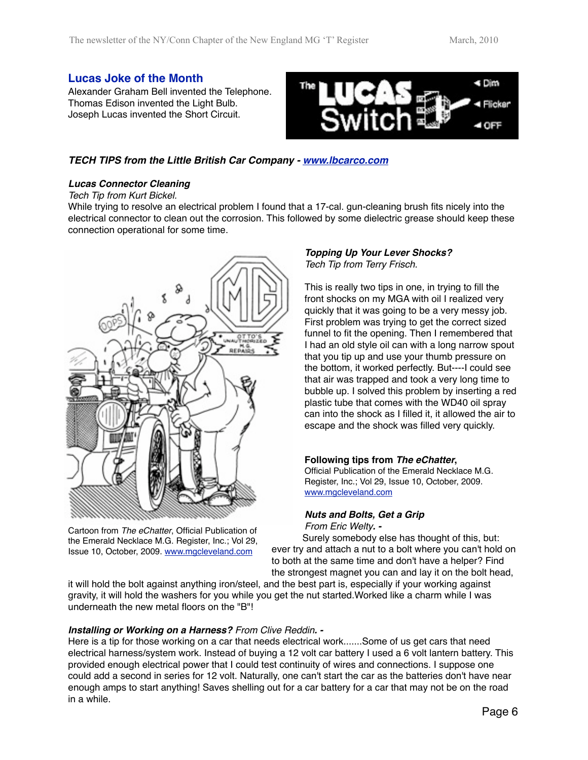## Lucas Joke of the Month

Alexander Graham Bell invented the Telephone.
Thomas Edison invented the Light Bulb.
Joseph Lucas invented the Short Circuit.

### *TECH TIPS from the Little British Car Company - www.lbcarco.com*

#### *Lucas Connector Cleaning*

*Tech Tip from Kurt Bickel.*

While trying to resolve an electrical problem I found that a 17-cal. gun-cleaning brush fits nicely into the electrical connector to clean out the corrosion. This followed by some dielectric grease should keep these connection operational for some time.

Cartoon from *The eChatter*, Official Publication of the Emerald Necklace M.G. Register, Inc.; Vol 29, Issue 10, October, 2009. www.mgcleveland.com

#### *Topping Up Your Lever Shocks?*

*Tech Tip from Terry Frisch.*

This is really two tips in one, in trying to fill the front shocks on my MGA with oil I realized very quickly that it was going to be a very messy job. First problem was trying to get the correct sized funnel to fit the opening. Then I remembered that I had an old style oil can with a long narrow spout that you tip up and use your thumb pressure on the bottom, it worked perfectly. But----I could see that air was trapped and took a very long time to bubble up. I solved this problem by inserting a red plastic tube that comes with the WD40 oil spray can into the shock as I filled it, it allowed the air to escape and the shock was filled very quickly.

**Following tips from *The eChatter*,**
Official Publication of the Emerald Necklace M.G. Register, Inc.; Vol 29, Issue 10, October, 2009.
www.mgcleveland.com

#### *Nuts and Bolts, Get a Grip*

*From Eric Welty. -*

Surely somebody else has thought of this, but: ever try and attach a nut to a bolt where you can't hold on to both at the same time and don't have a helper? Find the strongest magnet you can and lay it on the bolt head, it will hold the bolt against anything iron/steel, and the best part is, especially if your working against gravity, it will hold the washers for you while you get the nut started.Worked like a charm while I was underneath the new metal floors on the "B"!

***Installing or Working on a Harness?*** *From Clive Reddin. -*

Here is a tip for those working on a car that needs electrical work.......Some of us get cars that need electrical harness/system work. Instead of buying a 12 volt car battery I used a 6 volt lantern battery. This provided enough electrical power that I could test continuity of wires and connections. I suppose one could add a second in series for 12 volt. Naturally, one can't start the car as the batteries don't have near enough amps to start anything! Saves shelling out for a car battery for a car that may not be on the road in a while.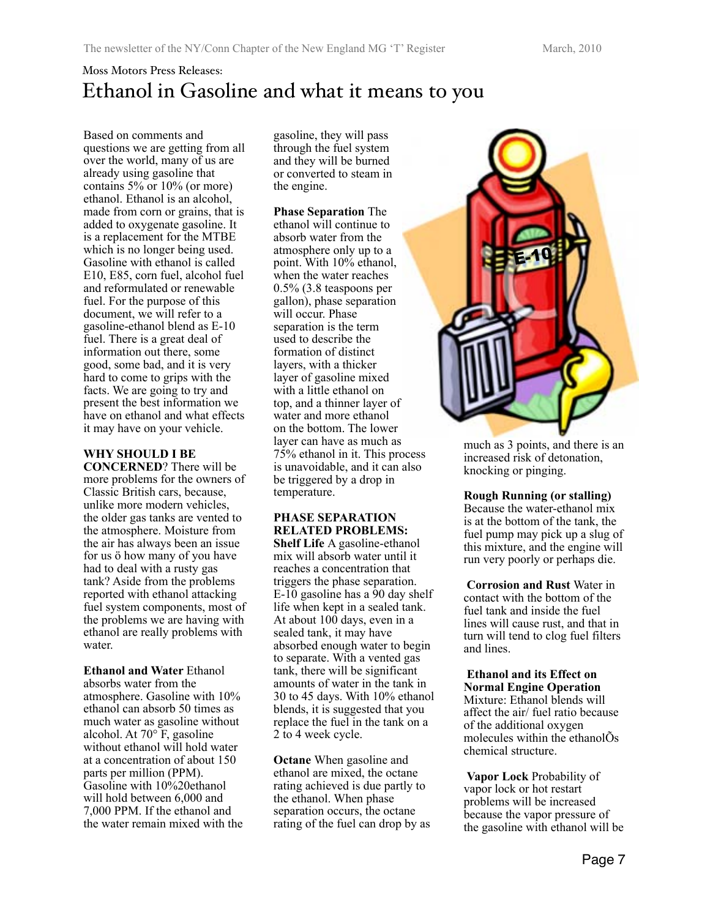Moss Motors Press Releases:

# Ethanol in Gasoline and what it means to you

Based on comments and questions we are getting from all over the world, many of us are already using gasoline that contains 5% or 10% (or more) ethanol. Ethanol is an alcohol, made from corn or grains, that is added to oxygenate gasoline. It is a replacement for the MTBE which is no longer being used. Gasoline with ethanol is called E10, E85, corn fuel, alcohol fuel and reformulated or renewable fuel. For the purpose of this document, we will refer to a gasoline-ethanol blend as E-10 fuel. There is a great deal of information out there, some good, some bad, and it is very hard to come to grips with the facts. We are going to try and present the best information we have on ethanol and what effects it may have on your vehicle.

**WHY SHOULD I BE CONCERNED**? There will be more problems for the owners of Classic British cars, because, unlike more modern vehicles, the older gas tanks are vented to the atmosphere. Moisture from the air has always been an issue for us ö how many of you have had to deal with a rusty gas tank? Aside from the problems reported with ethanol attacking fuel system components, most of the problems we are having with ethanol are really problems with water.

**Ethanol and Water** Ethanol absorbs water from the atmosphere. Gasoline with 10% ethanol can absorb 50 times as much water as gasoline without alcohol. At 70° F, gasoline without ethanol will hold water at a concentration of about 150 parts per million (PPM). Gasoline with 10%20ethanol will hold between 6,000 and 7,000 PPM. If the ethanol and the water remain mixed with the gasoline, they will pass through the fuel system and they will be burned or converted to steam in the engine.

**Phase Separation** The ethanol will continue to absorb water from the atmosphere only up to a point. With 10% ethanol, when the water reaches 0.5% (3.8 teaspoons per gallon), phase separation will occur. Phase separation is the term used to describe the formation of distinct layers, with a thicker layer of gasoline mixed with a little ethanol on top, and a thinner layer of water and more ethanol on the bottom. The lower layer can have as much as 75% ethanol in it. This process is unavoidable, and it can also be triggered by a drop in temperature.

**PHASE SEPARATION RELATED PROBLEMS:**

**Shelf Life** A gasoline-ethanol mix will absorb water until it reaches a concentration that triggers the phase separation. E-10 gasoline has a 90 day shelf life when kept in a sealed tank. At about 100 days, even in a sealed tank, it may have absorbed enough water to begin to separate. With a vented gas tank, there will be significant amounts of water in the tank in 30 to 45 days. With 10% ethanol blends, it is suggested that you replace the fuel in the tank on a 2 to 4 week cycle.

**Octane** When gasoline and ethanol are mixed, the octane rating achieved is due partly to the ethanol. When phase separation occurs, the octane rating of the fuel can drop by as much as 3 points, and there is an increased risk of detonation, knocking or pinging.

**Rough Running (or stalling)** Because the water-ethanol mix is at the bottom of the tank, the fuel pump may pick up a slug of this mixture, and the engine will run very poorly or perhaps die.

**Corrosion and Rust** Water in contact with the bottom of the fuel tank and inside the fuel lines will cause rust, and that in turn will tend to clog fuel filters and lines.

**Ethanol and its Effect on Normal Engine Operation**
Mixture: Ethanol blends will affect the air/ fuel ratio because of the additional oxygen molecules within the ethanolÕs chemical structure.

**Vapor Lock** Probability of vapor lock or hot restart problems will be increased because the vapor pressure of the gasoline with ethanol will be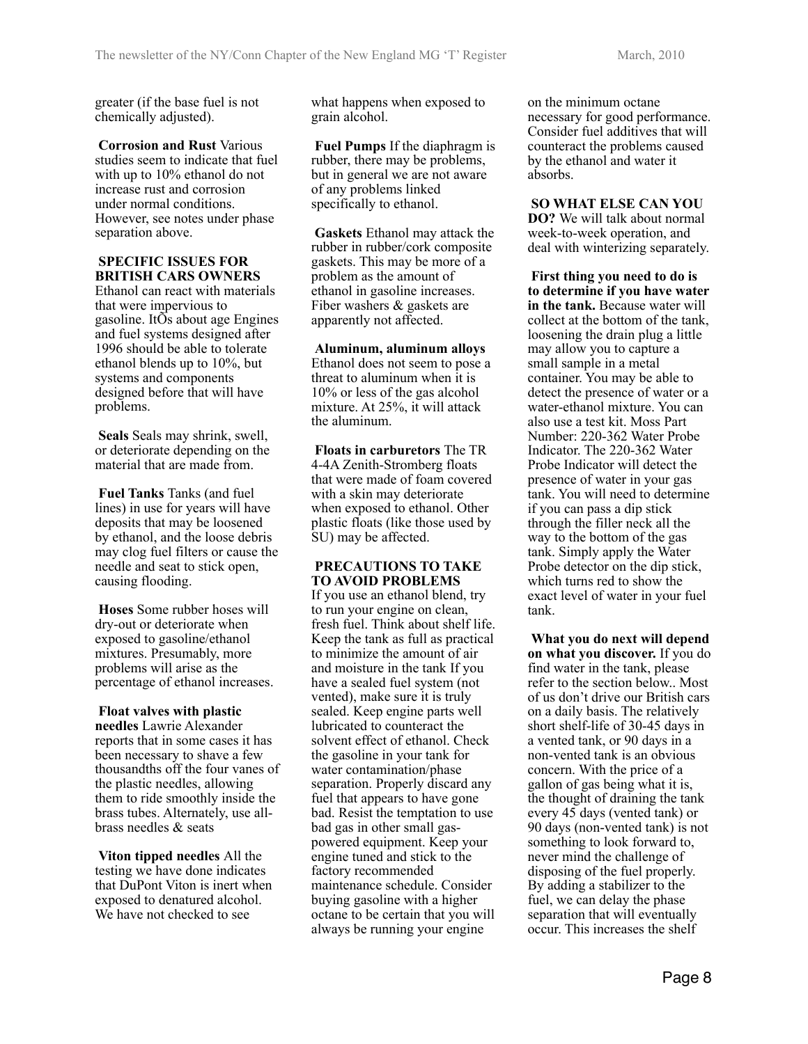greater (if the base fuel is not chemically adjusted).

**Corrosion and Rust** Various studies seem to indicate that fuel with up to 10% ethanol do not increase rust and corrosion under normal conditions. However, see notes under phase separation above.

**SPECIFIC ISSUES FOR BRITISH CARS OWNERS**
Ethanol can react with materials that were impervious to gasoline. ItÕs about age Engines and fuel systems designed after 1996 should be able to tolerate ethanol blends up to 10%, but systems and components designed before that will have problems.

**Seals** Seals may shrink, swell, or deteriorate depending on the material that are made from.

**Fuel Tanks** Tanks (and fuel lines) in use for years will have deposits that may be loosened by ethanol, and the loose debris may clog fuel filters or cause the needle and seat to stick open, causing flooding.

**Hoses** Some rubber hoses will dry-out or deteriorate when exposed to gasoline/ethanol mixtures. Presumably, more problems will arise as the percentage of ethanol increases.

**Float valves with plastic needles** Lawrie Alexander reports that in some cases it has been necessary to shave a few thousandths off the four vanes of the plastic needles, allowing them to ride smoothly inside the brass tubes. Alternately, use all-brass needles & seats

**Viton tipped needles** All the testing we have done indicates that DuPont Viton is inert when exposed to denatured alcohol. We have not checked to see what happens when exposed to grain alcohol.

**Fuel Pumps** If the diaphragm is rubber, there may be problems, but in general we are not aware of any problems linked specifically to ethanol.

**Gaskets** Ethanol may attack the rubber in rubber/cork composite gaskets. This may be more of a problem as the amount of ethanol in gasoline increases. Fiber washers & gaskets are apparently not affected.

**Aluminum, aluminum alloys** Ethanol does not seem to pose a threat to aluminum when it is 10% or less of the gas alcohol mixture. At 25%, it will attack the aluminum.

**Floats in carburetors** The TR 4-4A Zenith-Stromberg floats that were made of foam covered with a skin may deteriorate when exposed to ethanol. Other plastic floats (like those used by SU) may be affected.

**PRECAUTIONS TO TAKE TO AVOID PROBLEMS**
If you use an ethanol blend, try to run your engine on clean, fresh fuel. Think about shelf life. Keep the tank as full as practical to minimize the amount of air and moisture in the tank If you have a sealed fuel system (not vented), make sure it is truly sealed. Keep engine parts well lubricated to counteract the solvent effect of ethanol. Check the gasoline in your tank for water contamination/phase separation. Properly discard any fuel that appears to have gone bad. Resist the temptation to use bad gas in other small gas-powered equipment. Keep your engine tuned and stick to the factory recommended maintenance schedule. Consider buying gasoline with a higher octane to be certain that you will always be running your engine on the minimum octane necessary for good performance. Consider fuel additives that will counteract the problems caused by the ethanol and water it absorbs.

**SO WHAT ELSE CAN YOU DO?** We will talk about normal week-to-week operation, and deal with winterizing separately.

**First thing you need to do is to determine if you have water in the tank.** Because water will collect at the bottom of the tank, loosening the drain plug a little may allow you to capture a small sample in a metal container. You may be able to detect the presence of water or a water-ethanol mixture. You can also use a test kit. Moss Part Number: 220-362 Water Probe Indicator. The 220-362 Water Probe Indicator will detect the presence of water in your gas tank. You will need to determine if you can pass a dip stick through the filler neck all the way to the bottom of the gas tank. Simply apply the Water Probe detector on the dip stick, which turns red to show the exact level of water in your fuel tank.

**What you do next will depend on what you discover.** If you do find water in the tank, please refer to the section below.. Most of us don't drive our British cars on a daily basis. The relatively short shelf-life of 30-45 days in a vented tank, or 90 days in a non-vented tank is an obvious concern. With the price of a gallon of gas being what it is, the thought of draining the tank every 45 days (vented tank) or 90 days (non-vented tank) is not something to look forward to, never mind the challenge of disposing of the fuel properly. By adding a stabilizer to the fuel, we can delay the phase separation that will eventually occur. This increases the shelf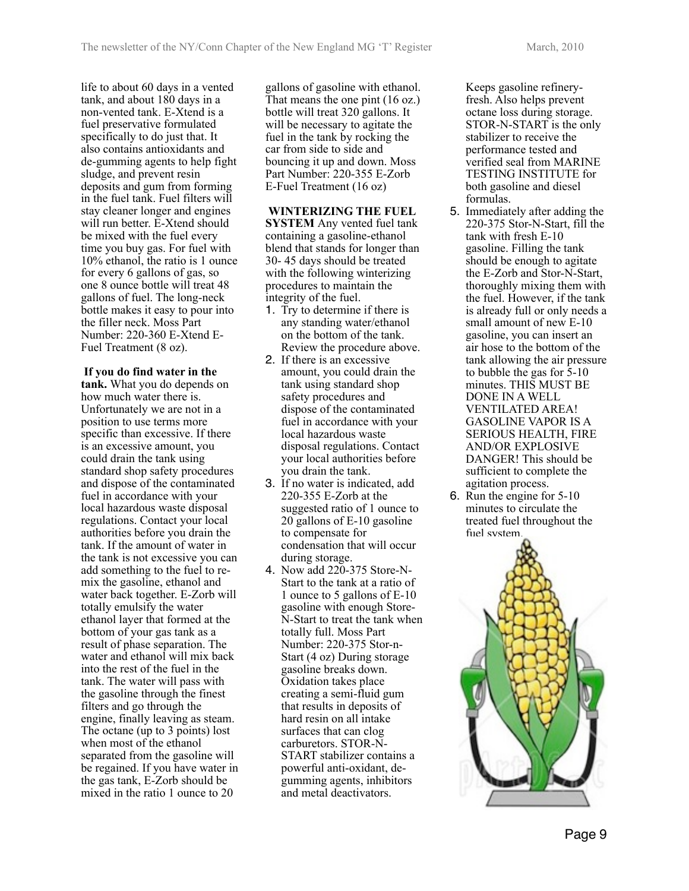life to about 60 days in a vented tank, and about 180 days in a non-vented tank. E-Xtend is a fuel preservative formulated specifically to do just that. It also contains antioxidants and de-gumming agents to help fight sludge, and prevent resin deposits and gum from forming in the fuel tank. Fuel filters will stay cleaner longer and engines will run better. E-Xtend should be mixed with the fuel every time you buy gas. For fuel with 10% ethanol, the ratio is 1 ounce for every 6 gallons of gas, so one 8 ounce bottle will treat 48 gallons of fuel. The long-neck bottle makes it easy to pour into the filler neck. Moss Part Number: 220-360 E-Xtend E-Fuel Treatment (8 oz).

**If you do find water in the tank.** What you do depends on how much water there is. Unfortunately we are not in a position to use terms more specific than excessive. If there is an excessive amount, you could drain the tank using standard shop safety procedures and dispose of the contaminated fuel in accordance with your local hazardous waste disposal regulations. Contact your local authorities before you drain the tank. If the amount of water in the tank is not excessive you can add something to the fuel to re-mix the gasoline, ethanol and water back together. E-Zorb will totally emulsify the water ethanol layer that formed at the bottom of your gas tank as a result of phase separation. The water and ethanol will mix back into the rest of the fuel in the tank. The water will pass with the gasoline through the finest filters and go through the engine, finally leaving as steam. The octane (up to 3 points) lost when most of the ethanol separated from the gasoline will be regained. If you have water in the gas tank, E-Zorb should be mixed in the ratio 1 ounce to 20 gallons of gasoline with ethanol. That means the one pint (16 oz.) bottle will treat 320 gallons. It will be necessary to agitate the fuel in the tank by rocking the car from side to side and bouncing it up and down. Moss Part Number: 220-355 E-Zorb E-Fuel Treatment (16 oz)

**WINTERIZING THE FUEL SYSTEM** Any vented fuel tank containing a gasoline-ethanol blend that stands for longer than 30- 45 days should be treated with the following winterizing procedures to maintain the integrity of the fuel.

1. Try to determine if there is any standing water/ethanol on the bottom of the tank. Review the procedure above.
2. If there is an excessive amount, you could drain the tank using standard shop safety procedures and dispose of the contaminated fuel in accordance with your local hazardous waste disposal regulations. Contact your local authorities before you drain the tank.
3. If no water is indicated, add 220-355 E-Zorb at the suggested ratio of 1 ounce to 20 gallons of E-10 gasoline to compensate for condensation that will occur during storage.
4. Now add 220-375 Store-N-Start to the tank at a ratio of 1 ounce to 5 gallons of E-10 gasoline with enough Store-N-Start to treat the tank when totally full. Moss Part Number: 220-375 Stor-n-Start (4 oz) During storage gasoline breaks down. Oxidation takes place creating a semi-fluid gum that results in deposits of hard resin on all intake surfaces that can clog carburetors. STOR-N-START stabilizer contains a powerful anti-oxidant, de-gumming agents, inhibitors and metal deactivators. Keeps gasoline refinery-fresh. Also helps prevent octane loss during storage. STOR-N-START is the only stabilizer to receive the performance tested and verified seal from MARINE TESTING INSTITUTE for both gasoline and diesel formulas.
5. Immediately after adding the 220-375 Stor-N-Start, fill the tank with fresh E-10 gasoline. Filling the tank should be enough to agitate the E-Zorb and Stor-N-Start, thoroughly mixing them with the fuel. However, if the tank is already full or only needs a small amount of new E-10 gasoline, you can insert an air hose to the bottom of the tank allowing the air pressure to bubble the gas for 5-10 minutes. THIS MUST BE DONE IN A WELL VENTILATED AREA! GASOLINE VAPOR IS A SERIOUS HEALTH, FIRE AND/OR EXPLOSIVE DANGER! This should be sufficient to complete the agitation process.
6. Run the engine for 5-10 minutes to circulate the treated fuel throughout the fuel system.